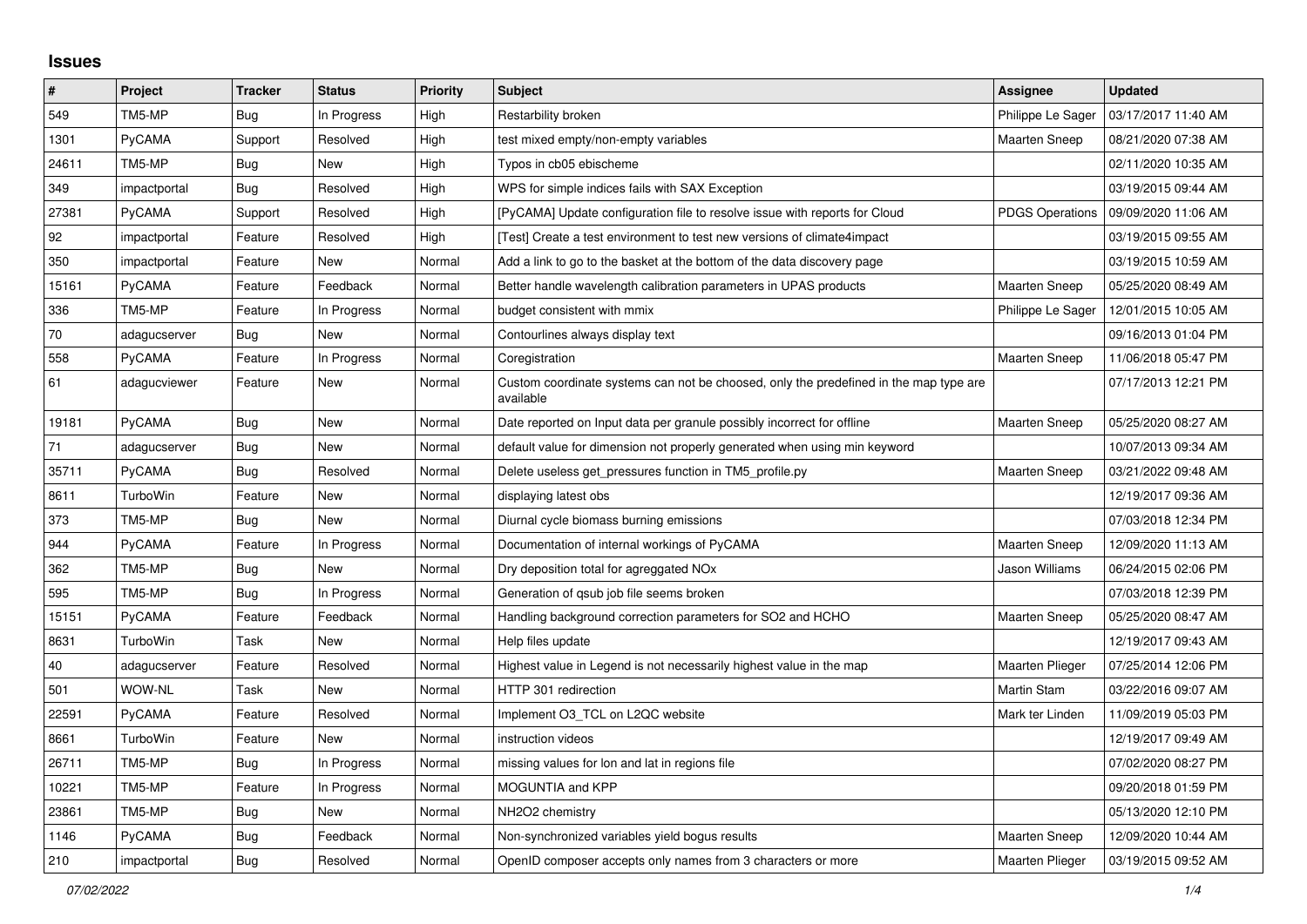# Issues

| # | Project | Tracker | Status | Priority | Subject | Assignee | Updated |
|---|---|---|---|---|---|---|---|
| 549 | TM5-MP | Bug | In Progress | High | Restarbility broken | Philippe Le Sager | 03/17/2017 11:40 AM |
| 1301 | PyCAMA | Support | Resolved | High | test mixed empty/non-empty variables | Maarten Sneep | 08/21/2020 07:38 AM |
| 24611 | TM5-MP | Bug | New | High | Typos in cb05 ebischeme | | 02/11/2020 10:35 AM |
| 349 | impactportal | Bug | Resolved | High | WPS for simple indices fails with SAX Exception | | 03/19/2015 09:44 AM |
| 27381 | PyCAMA | Support | Resolved | High | [PyCAMA] Update configuration file to resolve issue with reports for Cloud | PDGS Operations | 09/09/2020 11:06 AM |
| 92 | impactportal | Feature | Resolved | High | [Test] Create a test environment to test new versions of climate4impact | | 03/19/2015 09:55 AM |
| 350 | impactportal | Feature | New | Normal | Add a link to go to the basket at the bottom of the data discovery page | | 03/19/2015 10:59 AM |
| 15161 | PyCAMA | Feature | Feedback | Normal | Better handle wavelength calibration parameters in UPAS products | Maarten Sneep | 05/25/2020 08:49 AM |
| 336 | TM5-MP | Feature | In Progress | Normal | budget consistent with mmix | Philippe Le Sager | 12/01/2015 10:05 AM |
| 70 | adagucserver | Bug | New | Normal | Contourlines always display text | | 09/16/2013 01:04 PM |
| 558 | PyCAMA | Feature | In Progress | Normal | Coregistration | Maarten Sneep | 11/06/2018 05:47 PM |
| 61 | adagucviewer | Feature | New | Normal | Custom coordinate systems can not be choosed, only the predefined in the map type are available | | 07/17/2013 12:21 PM |
| 19181 | PyCAMA | Bug | New | Normal | Date reported on Input data per granule possibly incorrect for offline | Maarten Sneep | 05/25/2020 08:27 AM |
| 71 | adagucserver | Bug | New | Normal | default value for dimension not properly generated when using min keyword | | 10/07/2013 09:34 AM |
| 35711 | PyCAMA | Bug | Resolved | Normal | Delete useless get_pressures function in TM5_profile.py | Maarten Sneep | 03/21/2022 09:48 AM |
| 8611 | TurboWin | Feature | New | Normal | displaying latest obs | | 12/19/2017 09:36 AM |
| 373 | TM5-MP | Bug | New | Normal | Diurnal cycle biomass burning emissions | | 07/03/2018 12:34 PM |
| 944 | PyCAMA | Feature | In Progress | Normal | Documentation of internal workings of PyCAMA | Maarten Sneep | 12/09/2020 11:13 AM |
| 362 | TM5-MP | Bug | New | Normal | Dry deposition total for agreggated NOx | Jason Williams | 06/24/2015 02:06 PM |
| 595 | TM5-MP | Bug | In Progress | Normal | Generation of qsub job file seems broken | | 07/03/2018 12:39 PM |
| 15151 | PyCAMA | Feature | Feedback | Normal | Handling background correction parameters for SO2 and HCHO | Maarten Sneep | 05/25/2020 08:47 AM |
| 8631 | TurboWin | Task | New | Normal | Help files update | | 12/19/2017 09:43 AM |
| 40 | adagucserver | Feature | Resolved | Normal | Highest value in Legend is not necessarily highest value in the map | Maarten Plieger | 07/25/2014 12:06 PM |
| 501 | WOW-NL | Task | New | Normal | HTTP 301 redirection | Martin Stam | 03/22/2016 09:07 AM |
| 22591 | PyCAMA | Feature | Resolved | Normal | Implement O3_TCL on L2QC website | Mark ter Linden | 11/09/2019 05:03 PM |
| 8661 | TurboWin | Feature | New | Normal | instruction videos | | 12/19/2017 09:49 AM |
| 26711 | TM5-MP | Bug | In Progress | Normal | missing values for lon and lat in regions file | | 07/02/2020 08:27 PM |
| 10221 | TM5-MP | Feature | In Progress | Normal | MOGUNTIA and KPP | | 09/20/2018 01:59 PM |
| 23861 | TM5-MP | Bug | New | Normal | NH2O2 chemistry | | 05/13/2020 12:10 PM |
| 1146 | PyCAMA | Bug | Feedback | Normal | Non-synchronized variables yield bogus results | Maarten Sneep | 12/09/2020 10:44 AM |
| 210 | impactportal | Bug | Resolved | Normal | OpenID composer accepts only names from 3 characters or more | Maarten Plieger | 03/19/2015 09:52 AM |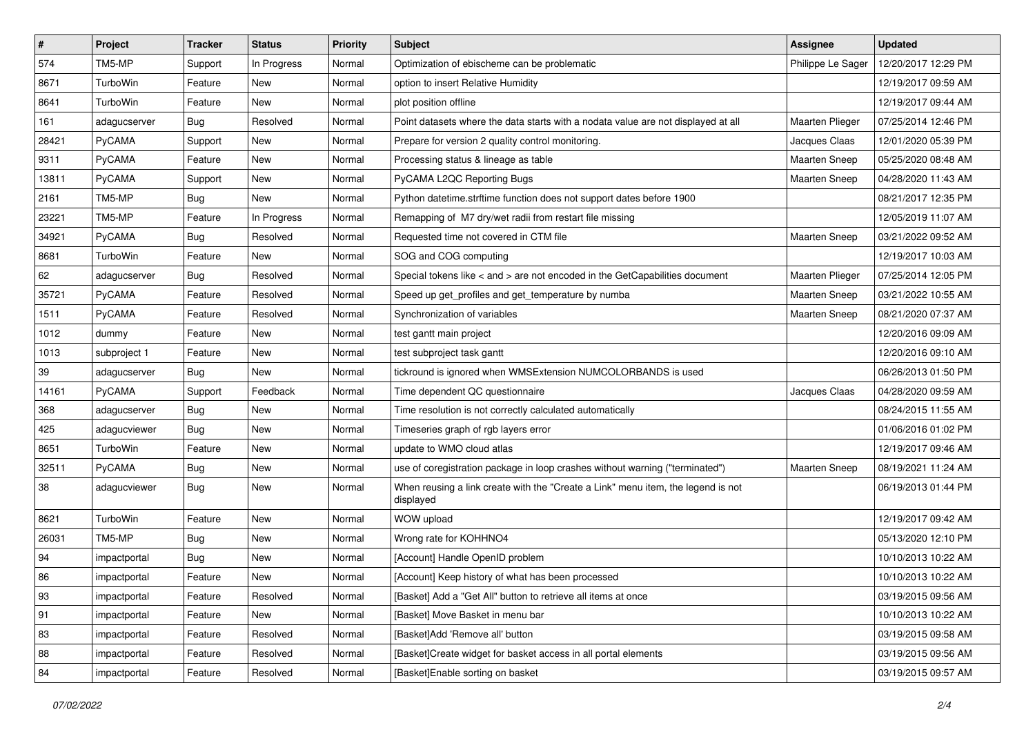| # | Project | Tracker | Status | Priority | Subject | Assignee | Updated |
| --- | --- | --- | --- | --- | --- | --- | --- |
| 574 | TM5-MP | Support | In Progress | Normal | Optimization of ebischeme can be problematic | Philippe Le Sager | 12/20/2017 12:29 PM |
| 8671 | TurboWin | Feature | New | Normal | option to insert Relative Humidity | | 12/19/2017 09:59 AM |
| 8641 | TurboWin | Feature | New | Normal | plot position offline | | 12/19/2017 09:44 AM |
| 161 | adagucserver | Bug | Resolved | Normal | Point datasets where the data starts with a nodata value are not displayed at all | Maarten Plieger | 07/25/2014 12:46 PM |
| 28421 | PyCAMA | Support | New | Normal | Prepare for version 2 quality control monitoring. | Jacques Claas | 12/01/2020 05:39 PM |
| 9311 | PyCAMA | Feature | New | Normal | Processing status & lineage as table | Maarten Sneep | 05/25/2020 08:48 AM |
| 13811 | PyCAMA | Support | New | Normal | PyCAMA L2QC Reporting Bugs | Maarten Sneep | 04/28/2020 11:43 AM |
| 2161 | TM5-MP | Bug | New | Normal | Python datetime.strftime function does not support dates before 1900 | | 08/21/2017 12:35 PM |
| 23221 | TM5-MP | Feature | In Progress | Normal | Remapping of M7 dry/wet radii from restart file missing | | 12/05/2019 11:07 AM |
| 34921 | PyCAMA | Bug | Resolved | Normal | Requested time not covered in CTM file | Maarten Sneep | 03/21/2022 09:52 AM |
| 8681 | TurboWin | Feature | New | Normal | SOG and COG computing | | 12/19/2017 10:03 AM |
| 62 | adagucserver | Bug | Resolved | Normal | Special tokens like < and > are not encoded in the GetCapabilities document | Maarten Plieger | 07/25/2014 12:05 PM |
| 35721 | PyCAMA | Feature | Resolved | Normal | Speed up get_profiles and get_temperature by numba | Maarten Sneep | 03/21/2022 10:55 AM |
| 1511 | PyCAMA | Feature | Resolved | Normal | Synchronization of variables | Maarten Sneep | 08/21/2020 07:37 AM |
| 1012 | dummy | Feature | New | Normal | test gantt main project | | 12/20/2016 09:09 AM |
| 1013 | subproject 1 | Feature | New | Normal | test subproject task gantt | | 12/20/2016 09:10 AM |
| 39 | adagucserver | Bug | New | Normal | tickround is ignored when WMSExtension NUMCOLORBANDS is used | | 06/26/2013 01:50 PM |
| 14161 | PyCAMA | Support | Feedback | Normal | Time dependent QC questionnaire | Jacques Claas | 04/28/2020 09:59 AM |
| 368 | adagucserver | Bug | New | Normal | Time resolution is not correctly calculated automatically | | 08/24/2015 11:55 AM |
| 425 | adagucviewer | Bug | New | Normal | Timeseries graph of rgb layers error | | 01/06/2016 01:02 PM |
| 8651 | TurboWin | Feature | New | Normal | update to WMO cloud atlas | | 12/19/2017 09:46 AM |
| 32511 | PyCAMA | Bug | New | Normal | use of coregistration package in loop crashes without warning ("terminated") | Maarten Sneep | 08/19/2021 11:24 AM |
| 38 | adagucviewer | Bug | New | Normal | When reusing a link create with the "Create a Link" menu item, the legend is not displayed | | 06/19/2013 01:44 PM |
| 8621 | TurboWin | Feature | New | Normal | WOW upload | | 12/19/2017 09:42 AM |
| 26031 | TM5-MP | Bug | New | Normal | Wrong rate for KOHHNO4 | | 05/13/2020 12:10 PM |
| 94 | impactportal | Bug | New | Normal | [Account] Handle OpenID problem | | 10/10/2013 10:22 AM |
| 86 | impactportal | Feature | New | Normal | [Account] Keep history of what has been processed | | 10/10/2013 10:22 AM |
| 93 | impactportal | Feature | Resolved | Normal | [Basket] Add a "Get All" button to retrieve all items at once | | 03/19/2015 09:56 AM |
| 91 | impactportal | Feature | New | Normal | [Basket] Move Basket in menu bar | | 10/10/2013 10:22 AM |
| 83 | impactportal | Feature | Resolved | Normal | [Basket]Add 'Remove all' button | | 03/19/2015 09:58 AM |
| 88 | impactportal | Feature | Resolved | Normal | [Basket]Create widget for basket access in all portal elements | | 03/19/2015 09:56 AM |
| 84 | impactportal | Feature | Resolved | Normal | [Basket]Enable sorting on basket | | 03/19/2015 09:57 AM |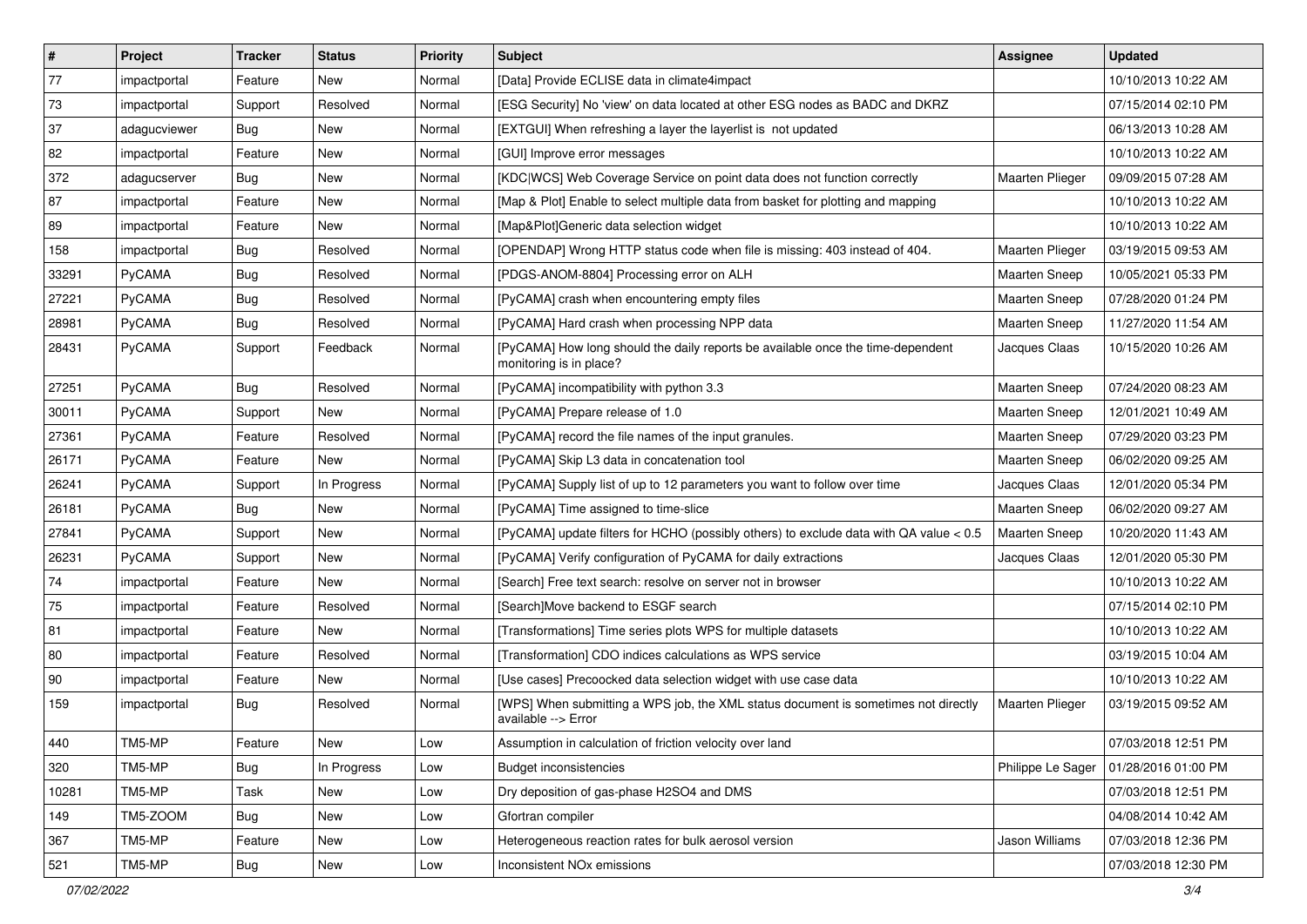| # | Project | Tracker | Status | Priority | Subject | Assignee | Updated |
|---|---|---|---|---|---|---|---|
| 77 | impactportal | Feature | New | Normal | [Data] Provide ECLISE data in climate4impact | | 10/10/2013 10:22 AM |
| 73 | impactportal | Support | Resolved | Normal | [ESG Security] No 'view' on data located at other ESG nodes as BADC and DKRZ | | 07/15/2014 02:10 PM |
| 37 | adagucviewer | Bug | New | Normal | [EXTGUI] When refreshing a layer the layerlist is not updated | | 06/13/2013 10:28 AM |
| 82 | impactportal | Feature | New | Normal | [GUI] Improve error messages | | 10/10/2013 10:22 AM |
| 372 | adagucserver | Bug | New | Normal | [KDC\|WCS] Web Coverage Service on point data does not function correctly | Maarten Plieger | 09/09/2015 07:28 AM |
| 87 | impactportal | Feature | New | Normal | [Map & Plot] Enable to select multiple data from basket for plotting and mapping | | 10/10/2013 10:22 AM |
| 89 | impactportal | Feature | New | Normal | [Map&Plot]Generic data selection widget | | 10/10/2013 10:22 AM |
| 158 | impactportal | Bug | Resolved | Normal | [OPENDAP] Wrong HTTP status code when file is missing: 403 instead of 404. | Maarten Plieger | 03/19/2015 09:53 AM |
| 33291 | PyCAMA | Bug | Resolved | Normal | [PDGS-ANOM-8804] Processing error on ALH | Maarten Sneep | 10/05/2021 05:33 PM |
| 27221 | PyCAMA | Bug | Resolved | Normal | [PyCAMA] crash when encountering empty files | Maarten Sneep | 07/28/2020 01:24 PM |
| 28981 | PyCAMA | Bug | Resolved | Normal | [PyCAMA] Hard crash when processing NPP data | Maarten Sneep | 11/27/2020 11:54 AM |
| 28431 | PyCAMA | Support | Feedback | Normal | [PyCAMA] How long should the daily reports be available once the time-dependent monitoring is in place? | Jacques Claas | 10/15/2020 10:26 AM |
| 27251 | PyCAMA | Bug | Resolved | Normal | [PyCAMA] incompatibility with python 3.3 | Maarten Sneep | 07/24/2020 08:23 AM |
| 30011 | PyCAMA | Support | New | Normal | [PyCAMA] Prepare release of 1.0 | Maarten Sneep | 12/01/2021 10:49 AM |
| 27361 | PyCAMA | Feature | Resolved | Normal | [PyCAMA] record the file names of the input granules. | Maarten Sneep | 07/29/2020 03:23 PM |
| 26171 | PyCAMA | Feature | New | Normal | [PyCAMA] Skip L3 data in concatenation tool | Maarten Sneep | 06/02/2020 09:25 AM |
| 26241 | PyCAMA | Support | In Progress | Normal | [PyCAMA] Supply list of up to 12 parameters you want to follow over time | Jacques Claas | 12/01/2020 05:34 PM |
| 26181 | PyCAMA | Bug | New | Normal | [PyCAMA] Time assigned to time-slice | Maarten Sneep | 06/02/2020 09:27 AM |
| 27841 | PyCAMA | Support | New | Normal | [PyCAMA] update filters for HCHO (possibly others) to exclude data with QA value < 0.5 | Maarten Sneep | 10/20/2020 11:43 AM |
| 26231 | PyCAMA | Support | New | Normal | [PyCAMA] Verify configuration of PyCAMA for daily extractions | Jacques Claas | 12/01/2020 05:30 PM |
| 74 | impactportal | Feature | New | Normal | [Search] Free text search: resolve on server not in browser | | 10/10/2013 10:22 AM |
| 75 | impactportal | Feature | Resolved | Normal | [Search]Move backend to ESGF search | | 07/15/2014 02:10 PM |
| 81 | impactportal | Feature | New | Normal | [Transformations] Time series plots WPS for multiple datasets | | 10/10/2013 10:22 AM |
| 80 | impactportal | Feature | Resolved | Normal | [Transformation] CDO indices calculations as WPS service | | 03/19/2015 10:04 AM |
| 90 | impactportal | Feature | New | Normal | [Use cases] Precoocked data selection widget with use case data | | 10/10/2013 10:22 AM |
| 159 | impactportal | Bug | Resolved | Normal | [WPS] When submitting a WPS job, the XML status document is sometimes not directly available --> Error | Maarten Plieger | 03/19/2015 09:52 AM |
| 440 | TM5-MP | Feature | New | Low | Assumption in calculation of friction velocity over land | | 07/03/2018 12:51 PM |
| 320 | TM5-MP | Bug | In Progress | Low | Budget inconsistencies | Philippe Le Sager | 01/28/2016 01:00 PM |
| 10281 | TM5-MP | Task | New | Low | Dry deposition of gas-phase H2SO4 and DMS | | 07/03/2018 12:51 PM |
| 149 | TM5-ZOOM | Bug | New | Low | Gfortran compiler | | 04/08/2014 10:42 AM |
| 367 | TM5-MP | Feature | New | Low | Heterogeneous reaction rates for bulk aerosol version | Jason Williams | 07/03/2018 12:36 PM |
| 521 | TM5-MP | Bug | New | Low | Inconsistent NOx emissions | | 07/03/2018 12:30 PM |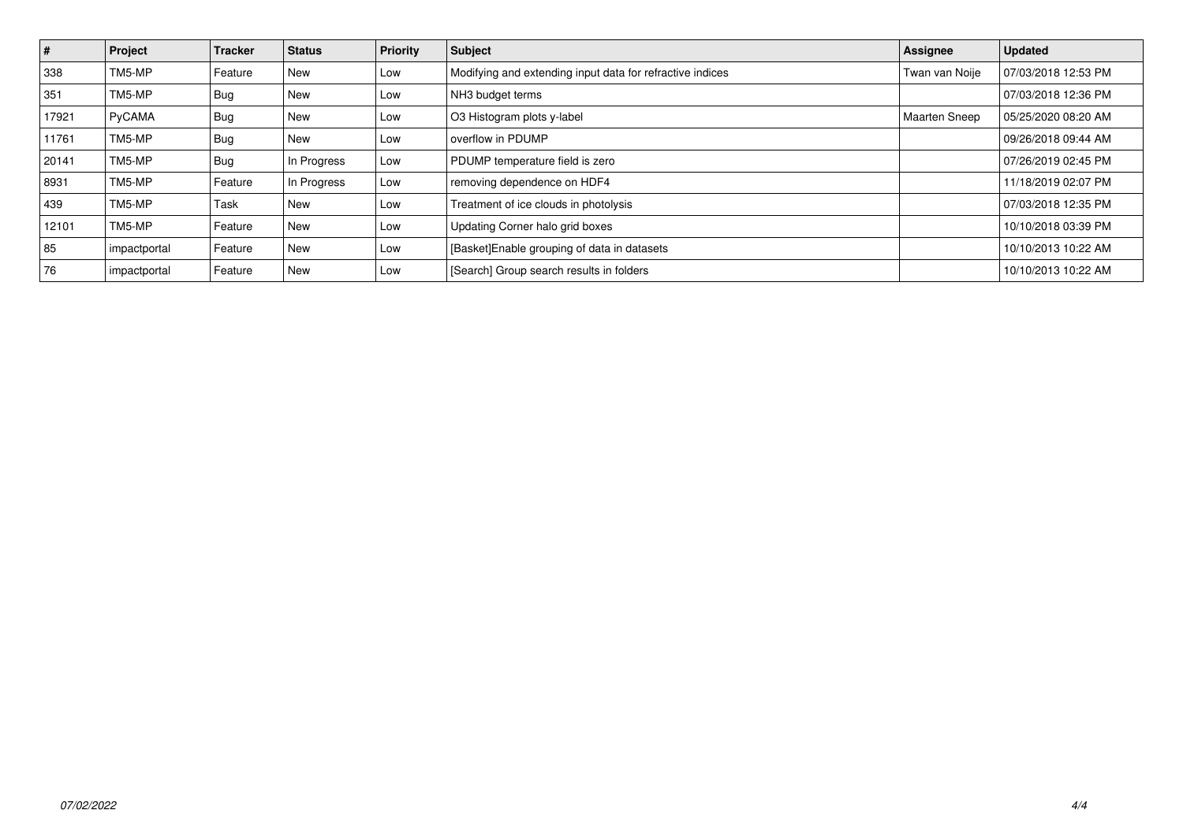| # | Project | Tracker | Status | Priority | Subject | Assignee | Updated |
|---|---|---|---|---|---|---|---|
| 338 | TM5-MP | Feature | New | Low | Modifying and extending input data for refractive indices | Twan van Noije | 07/03/2018 12:53 PM |
| 351 | TM5-MP | Bug | New | Low | NH3 budget terms | | 07/03/2018 12:36 PM |
| 17921 | PyCAMA | Bug | New | Low | O3 Histogram plots y-label | Maarten Sneep | 05/25/2020 08:20 AM |
| 11761 | TM5-MP | Bug | New | Low | overflow in PDUMP | | 09/26/2018 09:44 AM |
| 20141 | TM5-MP | Bug | In Progress | Low | PDUMP temperature field is zero | | 07/26/2019 02:45 PM |
| 8931 | TM5-MP | Feature | In Progress | Low | removing dependence on HDF4 | | 11/18/2019 02:07 PM |
| 439 | TM5-MP | Task | New | Low | Treatment of ice clouds in photolysis | | 07/03/2018 12:35 PM |
| 12101 | TM5-MP | Feature | New | Low | Updating Corner halo grid boxes | | 10/10/2018 03:39 PM |
| 85 | impactportal | Feature | New | Low | [Basket]Enable grouping of data in datasets | | 10/10/2013 10:22 AM |
| 76 | impactportal | Feature | New | Low | [Search] Group search results in folders | | 10/10/2013 10:22 AM |